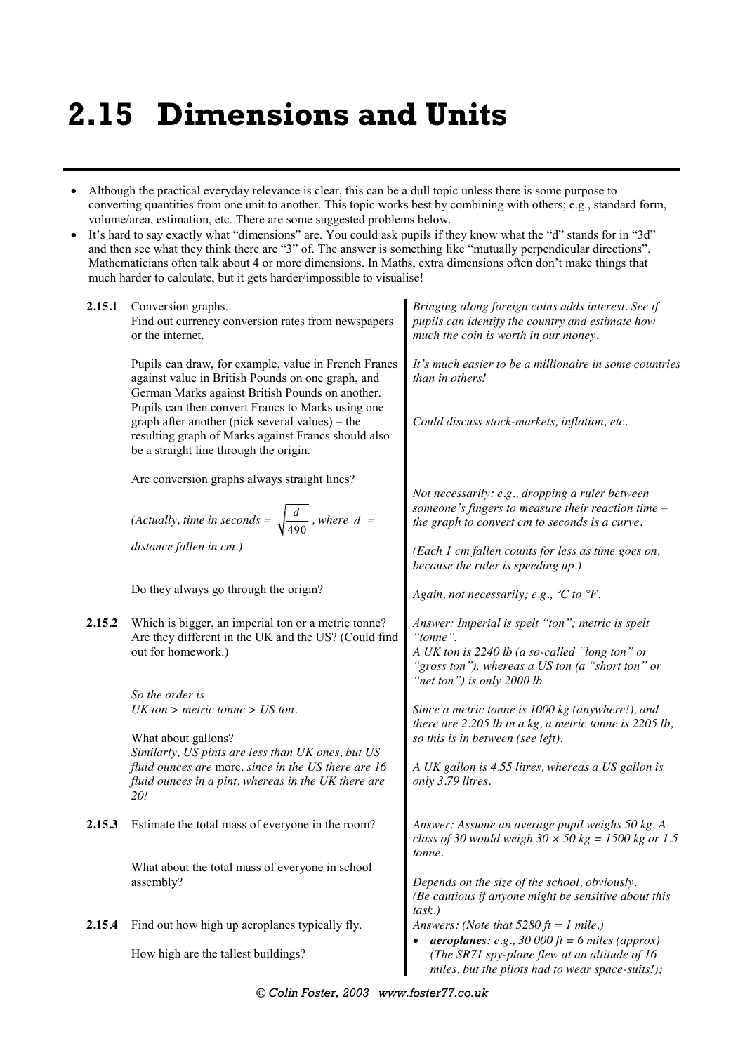# 2.15 Dimensions and Units

- Although the practical everyday relevance is clear, this can be a dull topic unless there is some purpose to converting quantities from one unit to another. This topic works best by combining with others; e.g., standard form, volume/area, estimation, etc. There are some suggested problems below.
- It's hard to say exactly what "dimensions" are. You could ask pupils if they know what the "d" stands for in "3d" and then see what they think there are "3" of. The answer is something like "mutually perpendicular directions". Mathematicians often talk about 4 or more dimensions. In Maths, extra dimensions often don't make things that much harder to calculate, but it gets harder/impossible to visualise!

**2.15.1** Conversion graphs.
Find out currency conversion rates from newspapers or the internet.

*Bringing along foreign coins adds interest. See if pupils can identify the country and estimate how much the coin is worth in our money.*

Pupils can draw, for example, value in French Francs against value in British Pounds on one graph, and German Marks against British Pounds on another. Pupils can then convert Francs to Marks using one graph after another (pick several values) – the resulting graph of Marks against Francs should also be a straight line through the origin.

*It's much easier to be a millionaire in some countries than in others!*

*Could discuss stock-markets, inflation, etc.*

Are conversion graphs always straight lines?

*Not necessarily; e.g., dropping a ruler between someone's fingers to measure their reaction time – the graph to convert cm to seconds is a curve.*

*(Actually, time in seconds =* $\sqrt{\frac{d}{490}}$ *, where* $d$ *= distance fallen in cm.)*

*(Each 1 cm fallen counts for less as time goes on, because the ruler is speeding up.)*

Do they always go through the origin?

*Again, not necessarily; e.g., °C to °F.*

**2.15.2** Which is bigger, an imperial ton or a metric tonne? Are they different in the UK and the US? (Could find out for homework.)

*Answer: Imperial is spelt "ton"; metric is spelt "tonne".*
*A UK ton is 2240 lb (a so-called "long ton" or "gross ton"), whereas a US ton (a "short ton" or "net ton") is only 2000 lb.*

*So the order is*
*UK ton > metric tonne > US ton.*

*Since a metric tonne is 1000 kg (anywhere!), and there are 2.205 lb in a kg, a metric tonne is 2205 lb, so this is in between (see left).*

What about gallons?
*Similarly, US pints are less than UK ones, but US fluid ounces are* more*, since in the US there are 16 fluid ounces in a pint, whereas in the UK there are 20!*

*A UK gallon is 4.55 litres, whereas a US gallon is only 3.79 litres.*

**2.15.3** Estimate the total mass of everyone in the room?

*Answer: Assume an average pupil weighs 50 kg. A class of 30 would weigh 30 × 50 kg = 1500 kg or 1.5 tonne.*

What about the total mass of everyone in school assembly?

*Depends on the size of the school, obviously. (Be cautious if anyone might be sensitive about this task.)*

**2.15.4** Find out how high up aeroplanes typically fly.

How high are the tallest buildings?

*Answers: (Note that 5280 ft = 1 mile.)*

- ***aeroplanes**: e.g., 30 000 ft = 6 miles (approx) (The SR71 spy-plane flew at an altitude of 16 miles, but the pilots had to wear space-suits!);*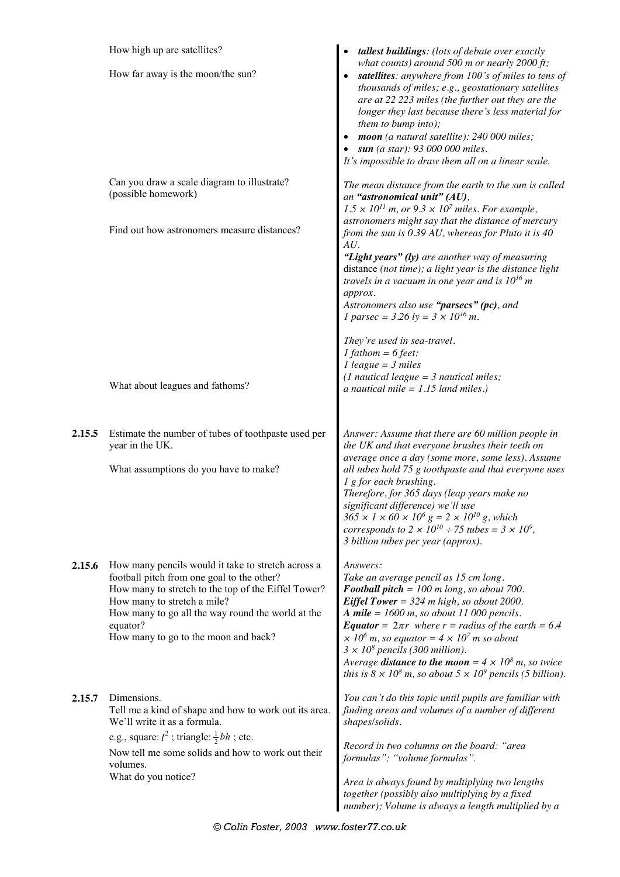How high up are satellites?

How far away is the moon/the sun?

- ***tallest buildings**: (lots of debate over exactly what counts) around 500 m or nearly 2000 ft;*
- ***satellites**: anywhere from 100's of miles to tens of thousands of miles; e.g., geostationary satellites are at 22 223 miles (the further out they are the longer they last because there's less material for them to bump into);*
- ***moon** (a natural satellite): 240 000 miles;*
- ***sun** (a star): 93 000 000 miles.*

*It's impossible to draw them all on a linear scale.*

Can you draw a scale diagram to illustrate? (possible homework)

Find out how astronomers measure distances?

*The mean distance from the earth to the sun is called an **"astronomical unit" (AU)**, $1.5 \times 10^{11}$ m, or $9.3 \times 10^{7}$ miles. For example, astronomers might say that the distance of mercury from the sun is 0.39 AU, whereas for Pluto it is 40 AU.*

***"Light years" (ly)** are another way of measuring* distance *(not time); a light year is the distance light travels in a vacuum in one year and is $10^{16}$ m approx.*

*Astronomers also use **"parsecs" (pc)**, and 1 parsec = 3.26 ly = $3 \times 10^{16}$ m.*

What about leagues and fathoms?

*They're used in sea-travel.*
*1 fathom = 6 feet;*
*1 league = 3 miles*
*(1 nautical league = 3 nautical miles;*
*a nautical mile = 1.15 land miles.)*

**2.15.5** Estimate the number of tubes of toothpaste used per year in the UK.

What assumptions do you have to make?

*Answer: Assume that there are 60 million people in the UK and that everyone brushes their teeth on average once a day (some more, some less). Assume all tubes hold 75 g toothpaste and that everyone uses 1 g for each brushing.*
*Therefore, for 365 days (leap years make no significant difference) we'll use $365 \times 1 \times 60 \times 10^{6}$ g $= 2 \times 10^{10}$ g, which corresponds to $2 \times 10^{10} \div 75$ tubes $= 3 \times 10^{9}$, 3 billion tubes per year (approx).*

**2.15.6** How many pencils would it take to stretch across a football pitch from one goal to the other?
How many to stretch to the top of the Eiffel Tower?
How many to stretch a mile?
How many to go all the way round the world at the equator?
How many to go to the moon and back?

*Answers:*
*Take an average pencil as 15 cm long.*
***Football pitch** = 100 m long, so about 700.*
***Eiffel Tower** = 324 m high, so about 2000.*
***A mile** = 1600 m, so about 11 000 pencils.*
***Equator** = $2\pi r$ where r = radius of the earth = $6.4 \times 10^{6}$ m, so equator = $4 \times 10^{7}$ m so about $3 \times 10^{8}$ pencils (300 million).*
*Average **distance to the moon** = $4 \times 10^{8}$ m, so twice this is $8 \times 10^{8}$ m, so about $5 \times 10^{9}$ pencils (5 billion).*

**2.15.7** Dimensions.
Tell me a kind of shape and how to work out its area. We'll write it as a formula.

e.g., square: $l^2$ ; triangle: $\frac{1}{2}bh$ ; etc.

Now tell me some solids and how to work out their volumes.
What do you notice?

*You can't do this topic until pupils are familiar with finding areas and volumes of a number of different shapes/solids.*

*Record in two columns on the board: "area formulas"; "volume formulas".*

*Area is always found by multiplying two lengths together (possibly also multiplying by a fixed number); Volume is always a length multiplied by a*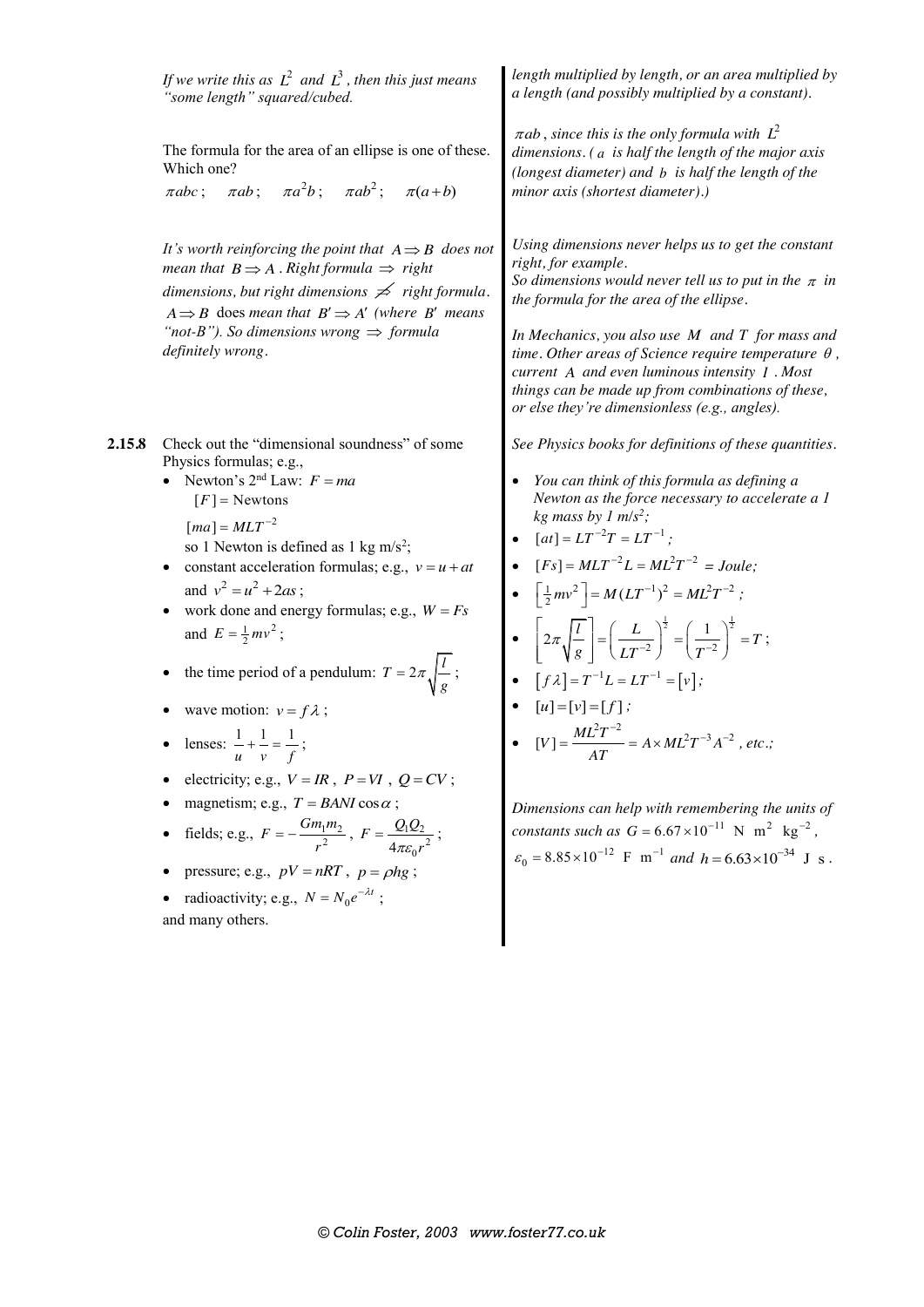*If we write this as $L^2$ and $L^3$, then this just means "some length" squared/cubed.*

*length multiplied by length, or an area multiplied by a length (and possibly multiplied by a constant).*

The formula for the area of an ellipse is one of these. Which one?

$\pi abc$; $\pi ab$; $\pi a^2 b$; $\pi ab^2$; $\pi(a+b)$

*$\pi ab$, since this is the only formula with $L^2$ dimensions. ($a$ is half the length of the major axis (longest diameter) and $b$ is half the length of the minor axis (shortest diameter).)*

*It's worth reinforcing the point that $A \Rightarrow B$ does not mean that $B \Rightarrow A$. Right formula $\Rightarrow$ right dimensions, but right dimensions $\not\Rightarrow$ right formula. $A \Rightarrow B$ does mean that $B' \Rightarrow A'$ (where $B'$ means "not-B"). So dimensions wrong $\Rightarrow$ formula definitely wrong.*

*Using dimensions never helps us to get the constant right, for example.*
*So dimensions would never tell us to put in the $\pi$ in the formula for the area of the ellipse.*

*In Mechanics, you also use $M$ and $T$ for mass and time. Other areas of Science require temperature $\theta$, current $A$ and even luminous intensity $I$. Most things can be made up from combinations of these, or else they're dimensionless (e.g., angles).*

**2.15.8** Check out the "dimensional soundness" of some Physics formulas; e.g.,

*See Physics books for definitions of these quantities.*

- Newton's 2nd Law: $F = ma$
  $[F] =$ Newtons
  $[ma] = MLT^{-2}$
  so 1 Newton is defined as 1 kg m/s$^2$;
- constant acceleration formulas; e.g., $v = u + at$ and $v^2 = u^2 + 2as$;
- work done and energy formulas; e.g., $W = Fs$ and $E = \frac{1}{2}mv^2$;
- the time period of a pendulum: $T = 2\pi\sqrt{\frac{l}{g}}$;
- wave motion: $v = f\lambda$;
- lenses: $\frac{1}{u} + \frac{1}{v} = \frac{1}{f}$;
- electricity; e.g., $V = IR$, $P = VI$, $Q = CV$;
- magnetism; e.g., $T = BANI\cos\alpha$;
- fields; e.g., $F = -\frac{Gm_1m_2}{r^2}$, $F = \frac{Q_1Q_2}{4\pi\varepsilon_0 r^2}$;
- pressure; e.g., $pV = nRT$, $p = \rho hg$;
- radioactivity; e.g., $N = N_0 e^{-\lambda t}$;

and many others.

- *You can think of this formula as defining a Newton as the force necessary to accelerate a 1 kg mass by 1 m/s$^2$;*
- $[at] = LT^{-2}T = LT^{-1}$;
- $[Fs] = MLT^{-2}L = ML^2T^{-2}$ = *Joule;*
- $\left[\frac{1}{2}mv^2\right] = M(LT^{-1})^2 = ML^2T^{-2}$;
- $\left[2\pi\sqrt{\frac{l}{g}}\right] = \left(\frac{L}{LT^{-2}}\right)^{\frac{1}{2}} = \left(\frac{1}{T^{-2}}\right)^{\frac{1}{2}} = T$;
- $[f\lambda] = T^{-1}L = LT^{-1} = [v]$;
- $[u] = [v] = [f]$;
- $[V] = \frac{ML^2T^{-2}}{AT} = A \times ML^2T^{-3}A^{-2}$, *etc.;*

*Dimensions can help with remembering the units of constants such as $G = 6.67 \times 10^{-11}$ N m$^2$ kg$^{-2}$, $\varepsilon_0 = 8.85 \times 10^{-12}$ F m$^{-1}$ and $h = 6.63 \times 10^{-34}$ J s.*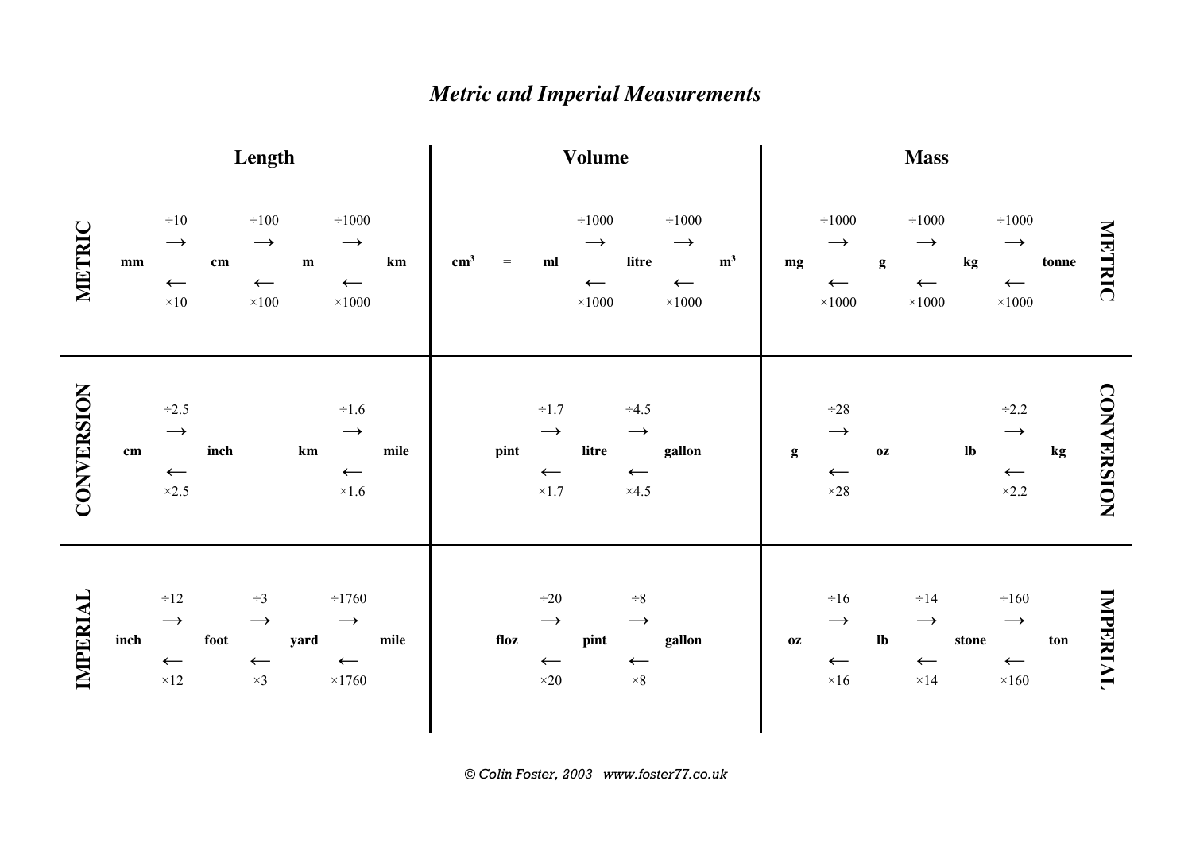# *Metric and Imperial Measurements*

## Length

**METRIC**

**mm** → ÷10 → **cm** → ÷100 → **m** → ÷1000 → **km**

**mm** ← ×10 ← **cm** ← ×100 ← **m** ← ×1000 ← **km**

**CONVERSION**

**cm** → ÷2.5 → **inch**; **cm** ← ×2.5 ← **inch**

**km** → ÷1.6 → **mile**; **km** ← ×1.6 ← **mile**

**IMPERIAL**

**inch** → ÷12 → **foot** → ÷3 → **yard** → ÷1760 → **mile**

**inch** ← ×12 ← **foot** ← ×3 ← **yard** ← ×1760 ← **mile**

## Volume

**METRIC**

**cm³** = **ml** → ÷1000 → **litre** → ÷1000 → **m³**

**cm³** = **ml** ← ×1000 ← **litre** ← ×1000 ← **m³**

**CONVERSION**

**pint** → ÷1.7 → **litre** → ÷4.5 → **gallon**

**pint** ← ×1.7 ← **litre** ← ×4.5 ← **gallon**

**IMPERIAL**

**floz** → ÷20 → **pint** → ÷8 → **gallon**

**floz** ← ×20 ← **pint** ← ×8 ← **gallon**

## Mass

**METRIC**

**mg** → ÷1000 → **g** → ÷1000 → **kg** → ÷1000 → **tonne**

**mg** ← ×1000 ← **g** ← ×1000 ← **kg** ← ×1000 ← **tonne**

**CONVERSION**

**g** → ÷28 → **oz**; **g** ← ×28 ← **oz**

**lb** → ÷2.2 → **kg**; **lb** ← ×2.2 ← **kg**

**IMPERIAL**

**oz** → ÷16 → **lb** → ÷14 → **stone** → ÷160 → **ton**

**oz** ← ×16 ← **lb** ← ×14 ← **stone** ← ×160 ← **ton**

*© Colin Foster, 2003 www.foster77.co.uk*